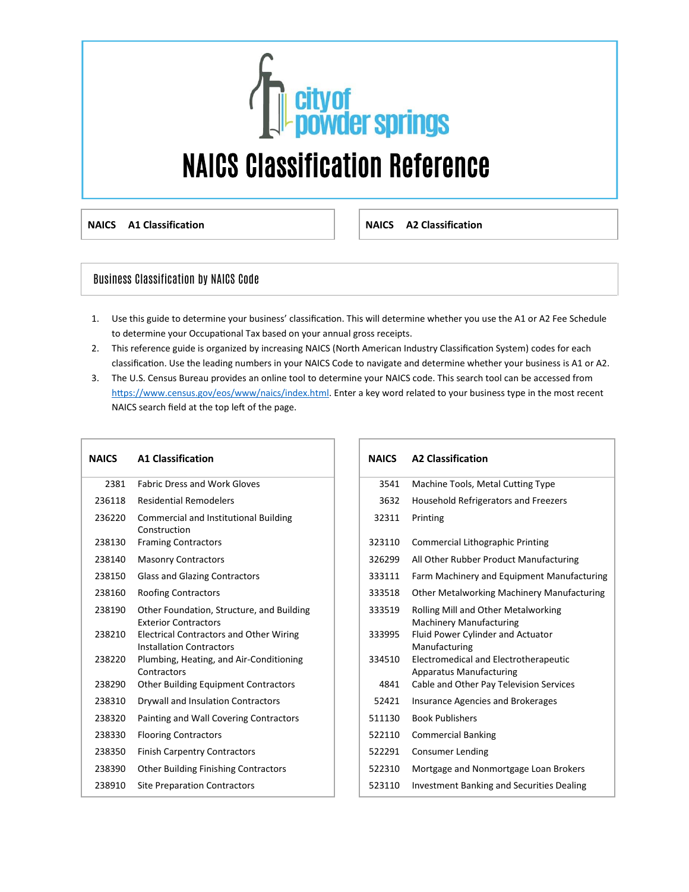city of powder springs

# NAICS Classification Reference

| NAICS | A1 Classification |
|---|---|

| NAICS | A2 Classification |
|---|---|

## Business Classification by NAICS Code

1. Use this guide to determine your business' classification. This will determine whether you use the A1 or A2 Fee Schedule to determine your Occupational Tax based on your annual gross receipts.
2. This reference guide is organized by increasing NAICS (North American Industry Classification System) codes for each classification. Use the leading numbers in your NAICS Code to navigate and determine whether your business is A1 or A2.
3. The U.S. Census Bureau provides an online tool to determine your NAICS code. This search tool can be accessed from https://www.census.gov/eos/www/naics/index.html. Enter a key word related to your business type in the most recent NAICS search field at the top left of the page.

| NAICS | A1 Classification |
|---|---|
| 2381 | Fabric Dress and Work Gloves |
| 236118 | Residential Remodelers |
| 236220 | Commercial and Institutional Building Construction |
| 238130 | Framing Contractors |
| 238140 | Masonry Contractors |
| 238150 | Glass and Glazing Contractors |
| 238160 | Roofing Contractors |
| 238190 | Other Foundation, Structure, and Building Exterior Contractors |
| 238210 | Electrical Contractors and Other Wiring Installation Contractors |
| 238220 | Plumbing, Heating, and Air-Conditioning Contractors |
| 238290 | Other Building Equipment Contractors |
| 238310 | Drywall and Insulation Contractors |
| 238320 | Painting and Wall Covering Contractors |
| 238330 | Flooring Contractors |
| 238350 | Finish Carpentry Contractors |
| 238390 | Other Building Finishing Contractors |
| 238910 | Site Preparation Contractors |

| NAICS | A2 Classification |
|---|---|
| 3541 | Machine Tools, Metal Cutting Type |
| 3632 | Household Refrigerators and Freezers |
| 32311 | Printing |
| 323110 | Commercial Lithographic Printing |
| 326299 | All Other Rubber Product Manufacturing |
| 333111 | Farm Machinery and Equipment Manufacturing |
| 333518 | Other Metalworking Machinery Manufacturing |
| 333519 | Rolling Mill and Other Metalworking Machinery Manufacturing |
| 333995 | Fluid Power Cylinder and Actuator Manufacturing |
| 334510 | Electromedical and Electrotherapeutic Apparatus Manufacturing |
| 4841 | Cable and Other Pay Television Services |
| 52421 | Insurance Agencies and Brokerages |
| 511130 | Book Publishers |
| 522110 | Commercial Banking |
| 522291 | Consumer Lending |
| 522310 | Mortgage and Nonmortgage Loan Brokers |
| 523110 | Investment Banking and Securities Dealing |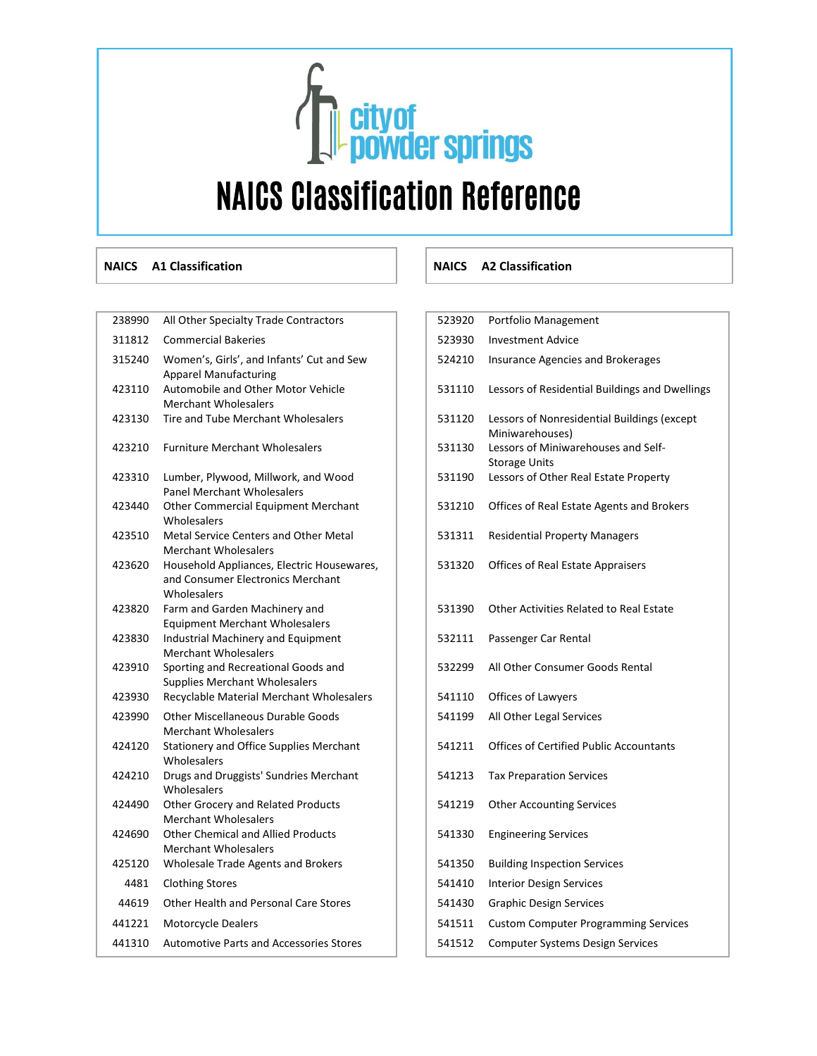# NAICS Classification Reference

| NAICS | A1 Classification |
|---|---|
| 238990 | All Other Specialty Trade Contractors |
| 311812 | Commercial Bakeries |
| 315240 | Women's, Girls', and Infants' Cut and Sew Apparel Manufacturing |
| 423110 | Automobile and Other Motor Vehicle Merchant Wholesalers |
| 423130 | Tire and Tube Merchant Wholesalers |
| 423210 | Furniture Merchant Wholesalers |
| 423310 | Lumber, Plywood, Millwork, and Wood Panel Merchant Wholesalers |
| 423440 | Other Commercial Equipment Merchant Wholesalers |
| 423510 | Metal Service Centers and Other Metal Merchant Wholesalers |
| 423620 | Household Appliances, Electric Housewares, and Consumer Electronics Merchant Wholesalers |
| 423820 | Farm and Garden Machinery and Equipment Merchant Wholesalers |
| 423830 | Industrial Machinery and Equipment Merchant Wholesalers |
| 423910 | Sporting and Recreational Goods and Supplies Merchant Wholesalers |
| 423930 | Recyclable Material Merchant Wholesalers |
| 423990 | Other Miscellaneous Durable Goods Merchant Wholesalers |
| 424120 | Stationery and Office Supplies Merchant Wholesalers |
| 424210 | Drugs and Druggists' Sundries Merchant Wholesalers |
| 424490 | Other Grocery and Related Products Merchant Wholesalers |
| 424690 | Other Chemical and Allied Products Merchant Wholesalers |
| 425120 | Wholesale Trade Agents and Brokers |
| 4481 | Clothing Stores |
| 44619 | Other Health and Personal Care Stores |
| 441221 | Motorcycle Dealers |
| 441310 | Automotive Parts and Accessories Stores |

| NAICS | A2 Classification |
|---|---|
| 523920 | Portfolio Management |
| 523930 | Investment Advice |
| 524210 | Insurance Agencies and Brokerages |
| 531110 | Lessors of Residential Buildings and Dwellings |
| 531120 | Lessors of Nonresidential Buildings (except Miniwarehouses) |
| 531130 | Lessors of Miniwarehouses and Self-Storage Units |
| 531190 | Lessors of Other Real Estate Property |
| 531210 | Offices of Real Estate Agents and Brokers |
| 531311 | Residential Property Managers |
| 531320 | Offices of Real Estate Appraisers |
| 531390 | Other Activities Related to Real Estate |
| 532111 | Passenger Car Rental |
| 532299 | All Other Consumer Goods Rental |
| 541110 | Offices of Lawyers |
| 541199 | All Other Legal Services |
| 541211 | Offices of Certified Public Accountants |
| 541213 | Tax Preparation Services |
| 541219 | Other Accounting Services |
| 541330 | Engineering Services |
| 541350 | Building Inspection Services |
| 541410 | Interior Design Services |
| 541430 | Graphic Design Services |
| 541511 | Custom Computer Programming Services |
| 541512 | Computer Systems Design Services |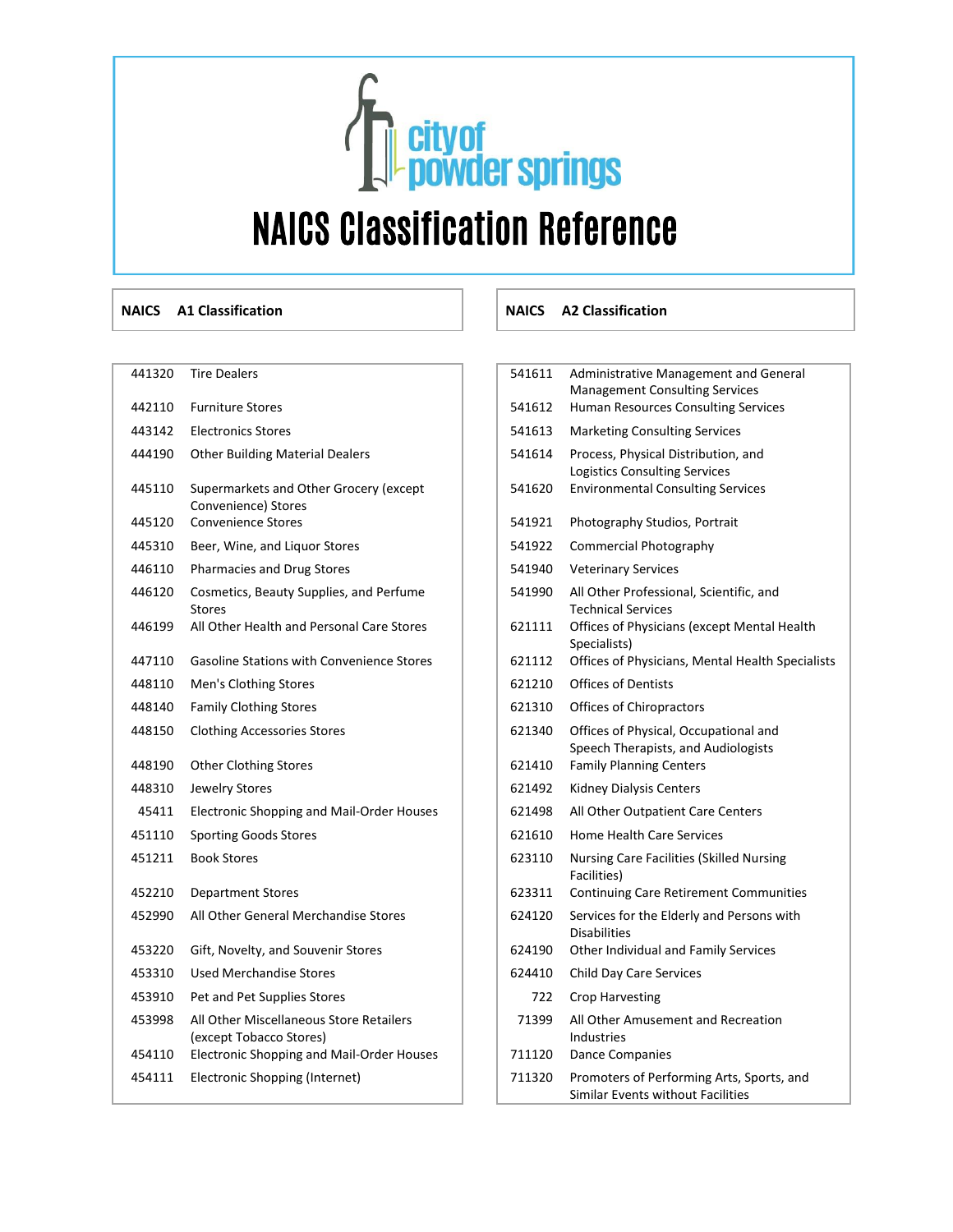# NAICS Classification Reference

| NAICS | A1 Classification |
|---|---|
| 441320 | Tire Dealers |
| 442110 | Furniture Stores |
| 443142 | Electronics Stores |
| 444190 | Other Building Material Dealers |
| 445110 | Supermarkets and Other Grocery (except Convenience) Stores |
| 445120 | Convenience Stores |
| 445310 | Beer, Wine, and Liquor Stores |
| 446110 | Pharmacies and Drug Stores |
| 446120 | Cosmetics, Beauty Supplies, and Perfume Stores |
| 446199 | All Other Health and Personal Care Stores |
| 447110 | Gasoline Stations with Convenience Stores |
| 448110 | Men's Clothing Stores |
| 448140 | Family Clothing Stores |
| 448150 | Clothing Accessories Stores |
| 448190 | Other Clothing Stores |
| 448310 | Jewelry Stores |
| 45411 | Electronic Shopping and Mail-Order Houses |
| 451110 | Sporting Goods Stores |
| 451211 | Book Stores |
| 452210 | Department Stores |
| 452990 | All Other General Merchandise Stores |
| 453220 | Gift, Novelty, and Souvenir Stores |
| 453310 | Used Merchandise Stores |
| 453910 | Pet and Pet Supplies Stores |
| 453998 | All Other Miscellaneous Store Retailers (except Tobacco Stores) |
| 454110 | Electronic Shopping and Mail-Order Houses |
| 454111 | Electronic Shopping (Internet) |

| NAICS | A2 Classification |
|---|---|
| 541611 | Administrative Management and General Management Consulting Services |
| 541612 | Human Resources Consulting Services |
| 541613 | Marketing Consulting Services |
| 541614 | Process, Physical Distribution, and Logistics Consulting Services |
| 541620 | Environmental Consulting Services |
| 541921 | Photography Studios, Portrait |
| 541922 | Commercial Photography |
| 541940 | Veterinary Services |
| 541990 | All Other Professional, Scientific, and Technical Services |
| 621111 | Offices of Physicians (except Mental Health Specialists) |
| 621112 | Offices of Physicians, Mental Health Specialists |
| 621210 | Offices of Dentists |
| 621310 | Offices of Chiropractors |
| 621340 | Offices of Physical, Occupational and Speech Therapists, and Audiologists |
| 621410 | Family Planning Centers |
| 621492 | Kidney Dialysis Centers |
| 621498 | All Other Outpatient Care Centers |
| 621610 | Home Health Care Services |
| 623110 | Nursing Care Facilities (Skilled Nursing Facilities) |
| 623311 | Continuing Care Retirement Communities |
| 624120 | Services for the Elderly and Persons with Disabilities |
| 624190 | Other Individual and Family Services |
| 624410 | Child Day Care Services |
| 722 | Crop Harvesting |
| 71399 | All Other Amusement and Recreation Industries |
| 711120 | Dance Companies |
| 711320 | Promoters of Performing Arts, Sports, and Similar Events without Facilities |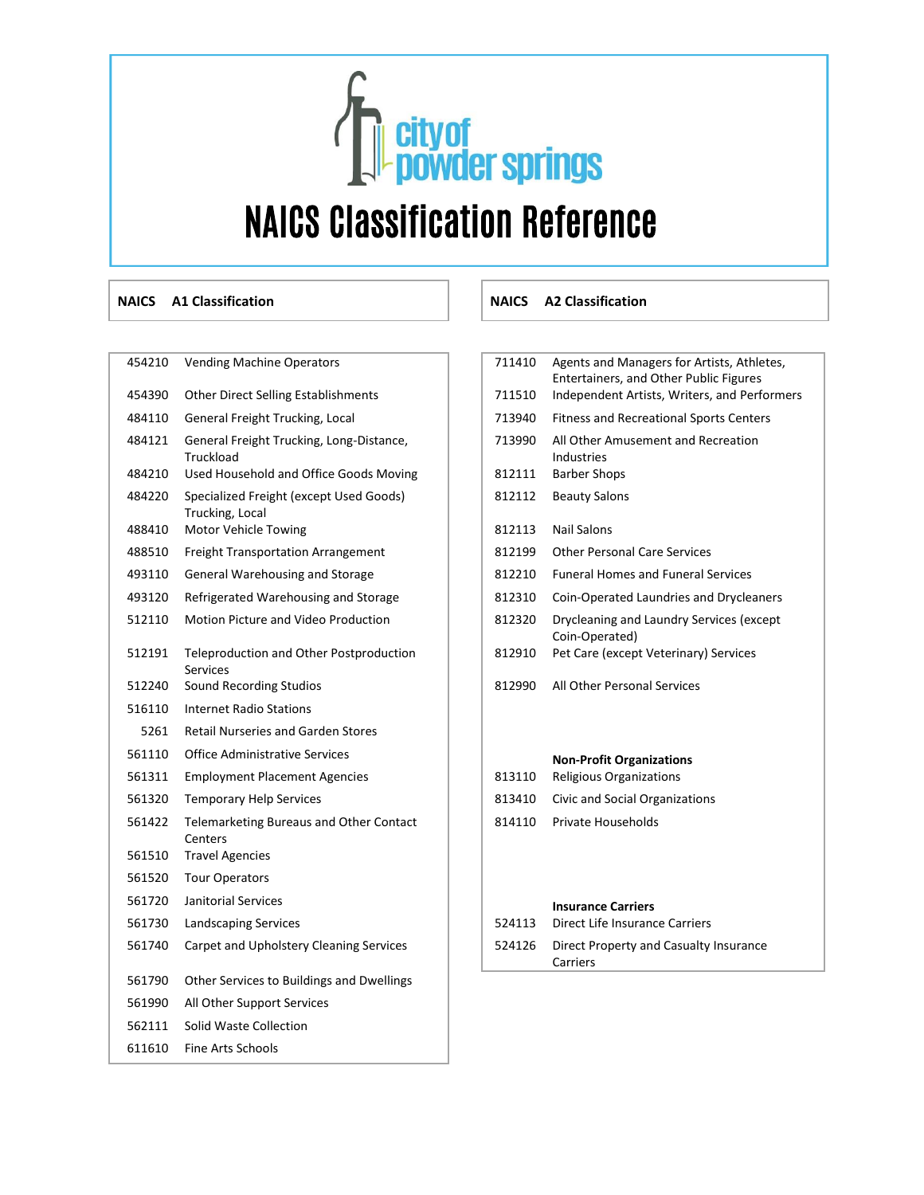# NAICS Classification Reference

| NAICS | A1 Classification |
|---|---|
| 454210 | Vending Machine Operators |
| 454390 | Other Direct Selling Establishments |
| 484110 | General Freight Trucking, Local |
| 484121 | General Freight Trucking, Long-Distance, Truckload |
| 484210 | Used Household and Office Goods Moving |
| 484220 | Specialized Freight (except Used Goods) Trucking, Local |
| 488410 | Motor Vehicle Towing |
| 488510 | Freight Transportation Arrangement |
| 493110 | General Warehousing and Storage |
| 493120 | Refrigerated Warehousing and Storage |
| 512110 | Motion Picture and Video Production |
| 512191 | Teleproduction and Other Postproduction Services |
| 512240 | Sound Recording Studios |
| 516110 | Internet Radio Stations |
| 5261 | Retail Nurseries and Garden Stores |
| 561110 | Office Administrative Services |
| 561311 | Employment Placement Agencies |
| 561320 | Temporary Help Services |
| 561422 | Telemarketing Bureaus and Other Contact Centers |
| 561510 | Travel Agencies |
| 561520 | Tour Operators |
| 561720 | Janitorial Services |
| 561730 | Landscaping Services |
| 561740 | Carpet and Upholstery Cleaning Services |
| 561790 | Other Services to Buildings and Dwellings |
| 561990 | All Other Support Services |
| 562111 | Solid Waste Collection |
| 611610 | Fine Arts Schools |

| NAICS | A2 Classification |
|---|---|
| 711410 | Agents and Managers for Artists, Athletes, Entertainers, and Other Public Figures |
| 711510 | Independent Artists, Writers, and Performers |
| 713940 | Fitness and Recreational Sports Centers |
| 713990 | All Other Amusement and Recreation Industries |
| 812111 | Barber Shops |
| 812112 | Beauty Salons |
| 812113 | Nail Salons |
| 812199 | Other Personal Care Services |
| 812210 | Funeral Homes and Funeral Services |
| 812310 | Coin-Operated Laundries and Drycleaners |
| 812320 | Drycleaning and Laundry Services (except Coin-Operated) |
| 812910 | Pet Care (except Veterinary) Services |
| 812990 | All Other Personal Services |
| | **Non-Profit Organizations** |
| 813110 | Religious Organizations |
| 813410 | Civic and Social Organizations |
| 814110 | Private Households |
| | **Insurance Carriers** |
| 524113 | Direct Life Insurance Carriers |
| 524126 | Direct Property and Casualty Insurance Carriers |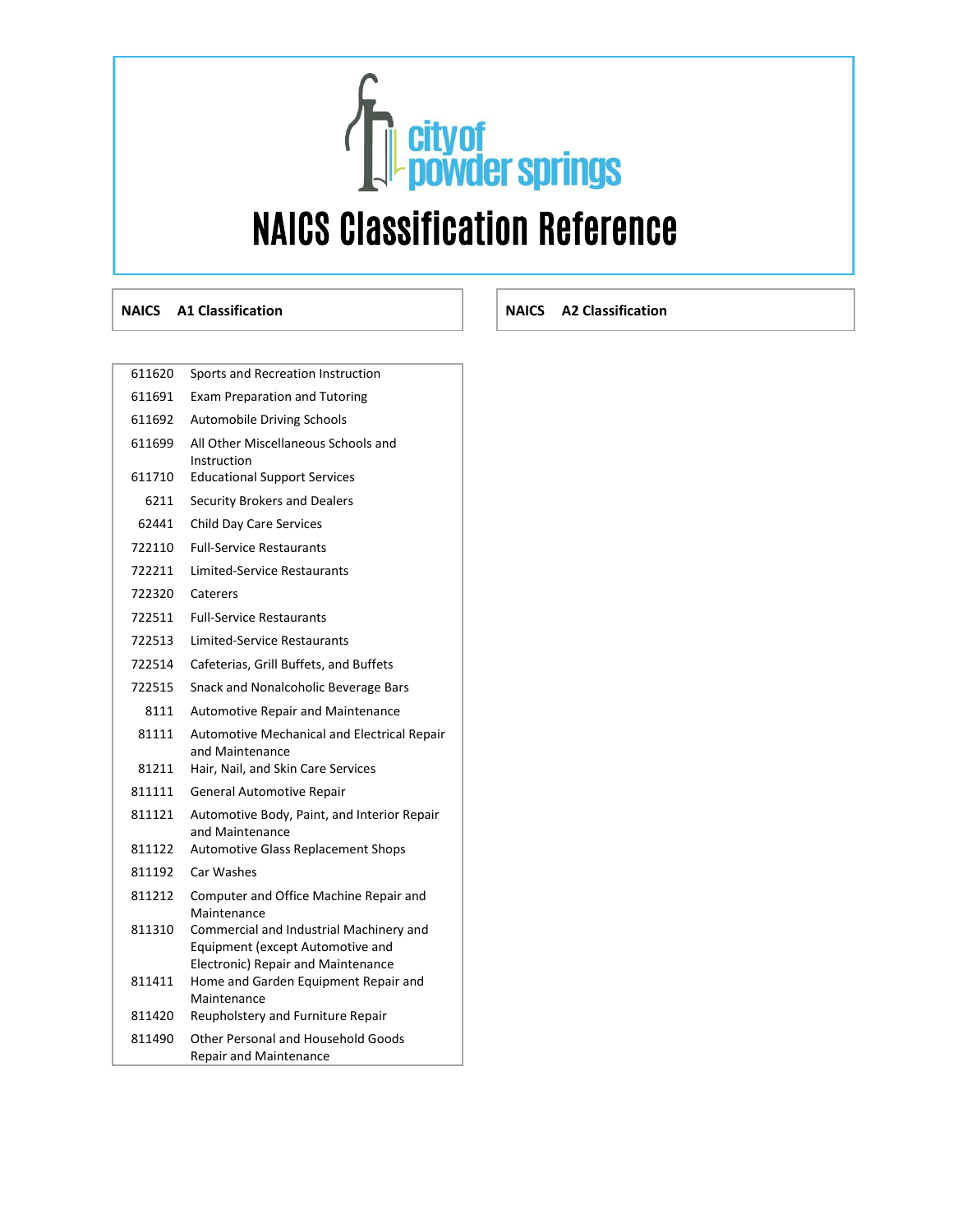# NAICS Classification Reference

| NAICS | A1 Classification |
|---|---|
| 611620 | Sports and Recreation Instruction |
| 611691 | Exam Preparation and Tutoring |
| 611692 | Automobile Driving Schools |
| 611699 | All Other Miscellaneous Schools and Instruction |
| 611710 | Educational Support Services |
| 6211 | Security Brokers and Dealers |
| 62441 | Child Day Care Services |
| 722110 | Full-Service Restaurants |
| 722211 | Limited-Service Restaurants |
| 722320 | Caterers |
| 722511 | Full-Service Restaurants |
| 722513 | Limited-Service Restaurants |
| 722514 | Cafeterias, Grill Buffets, and Buffets |
| 722515 | Snack and Nonalcoholic Beverage Bars |
| 8111 | Automotive Repair and Maintenance |
| 81111 | Automotive Mechanical and Electrical Repair and Maintenance |
| 81211 | Hair, Nail, and Skin Care Services |
| 811111 | General Automotive Repair |
| 811121 | Automotive Body, Paint, and Interior Repair and Maintenance |
| 811122 | Automotive Glass Replacement Shops |
| 811192 | Car Washes |
| 811212 | Computer and Office Machine Repair and Maintenance |
| 811310 | Commercial and Industrial Machinery and Equipment (except Automotive and Electronic) Repair and Maintenance |
| 811411 | Home and Garden Equipment Repair and Maintenance |
| 811420 | Reupholstery and Furniture Repair |
| 811490 | Other Personal and Household Goods Repair and Maintenance |

| NAICS | A2 Classification |
|---|---|